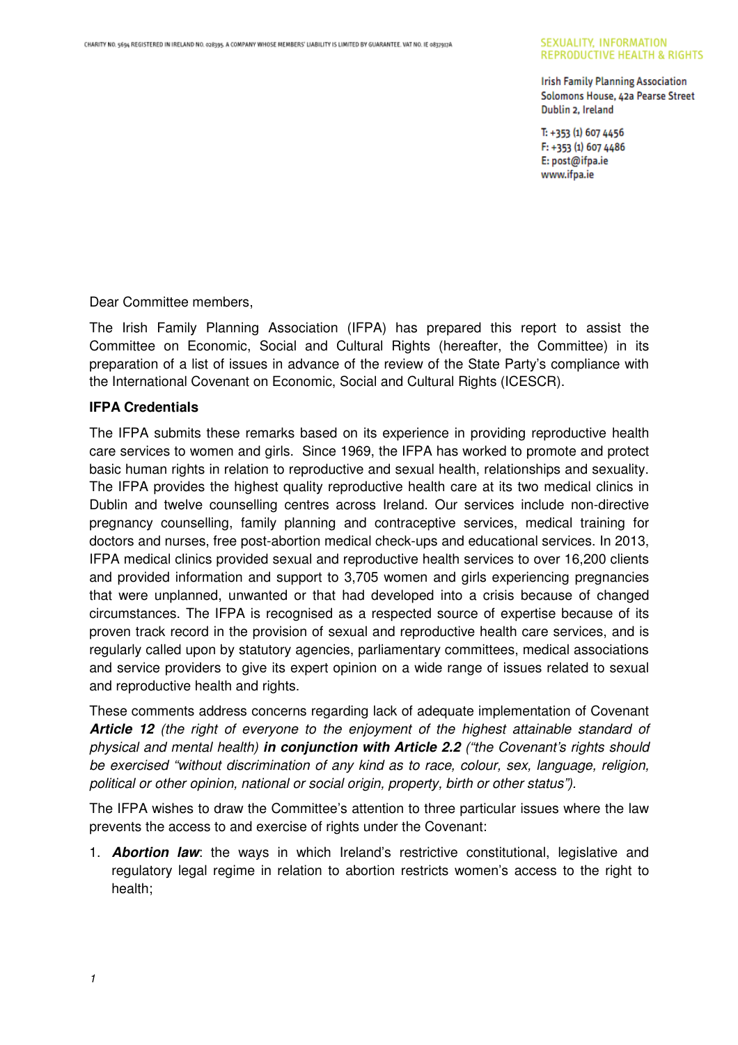CHARITY NO. 5694 REGISTERED IN IRELAND NO. 028395. A COMPANY WHOSE MEMBERS' LIABILITY IS LIMITED BY GUARANTEE. VAT NO. IE 0837917A

SEXUALITY, INFORMATION
REPRODUCTIVE HEALTH & RIGHTS

Irish Family Planning Association
Solomons House, 42a Pearse Street
Dublin 2, Ireland

T: +353 (1) 607 4456
F: +353 (1) 607 4486
E: post@ifpa.ie
www.ifpa.ie

Dear Committee members,

The Irish Family Planning Association (IFPA) has prepared this report to assist the Committee on Economic, Social and Cultural Rights (hereafter, the Committee) in its preparation of a list of issues in advance of the review of the State Party's compliance with the International Covenant on Economic, Social and Cultural Rights (ICESCR).

**IFPA Credentials**

The IFPA submits these remarks based on its experience in providing reproductive health care services to women and girls. Since 1969, the IFPA has worked to promote and protect basic human rights in relation to reproductive and sexual health, relationships and sexuality. The IFPA provides the highest quality reproductive health care at its two medical clinics in Dublin and twelve counselling centres across Ireland. Our services include non-directive pregnancy counselling, family planning and contraceptive services, medical training for doctors and nurses, free post-abortion medical check-ups and educational services. In 2013, IFPA medical clinics provided sexual and reproductive health services to over 16,200 clients and provided information and support to 3,705 women and girls experiencing pregnancies that were unplanned, unwanted or that had developed into a crisis because of changed circumstances. The IFPA is recognised as a respected source of expertise because of its proven track record in the provision of sexual and reproductive health care services, and is regularly called upon by statutory agencies, parliamentary committees, medical associations and service providers to give its expert opinion on a wide range of issues related to sexual and reproductive health and rights.

These comments address concerns regarding lack of adequate implementation of Covenant ***Article 12*** *(the right of everyone to the enjoyment of the highest attainable standard of physical and mental health)* ***in conjunction with Article 2.2*** *("the Covenant's rights should be exercised "without discrimination of any kind as to race, colour, sex, language, religion, political or other opinion, national or social origin, property, birth or other status").*

The IFPA wishes to draw the Committee's attention to three particular issues where the law prevents the access to and exercise of rights under the Covenant:

1. ***Abortion law***: the ways in which Ireland's restrictive constitutional, legislative and regulatory legal regime in relation to abortion restricts women's access to the right to health;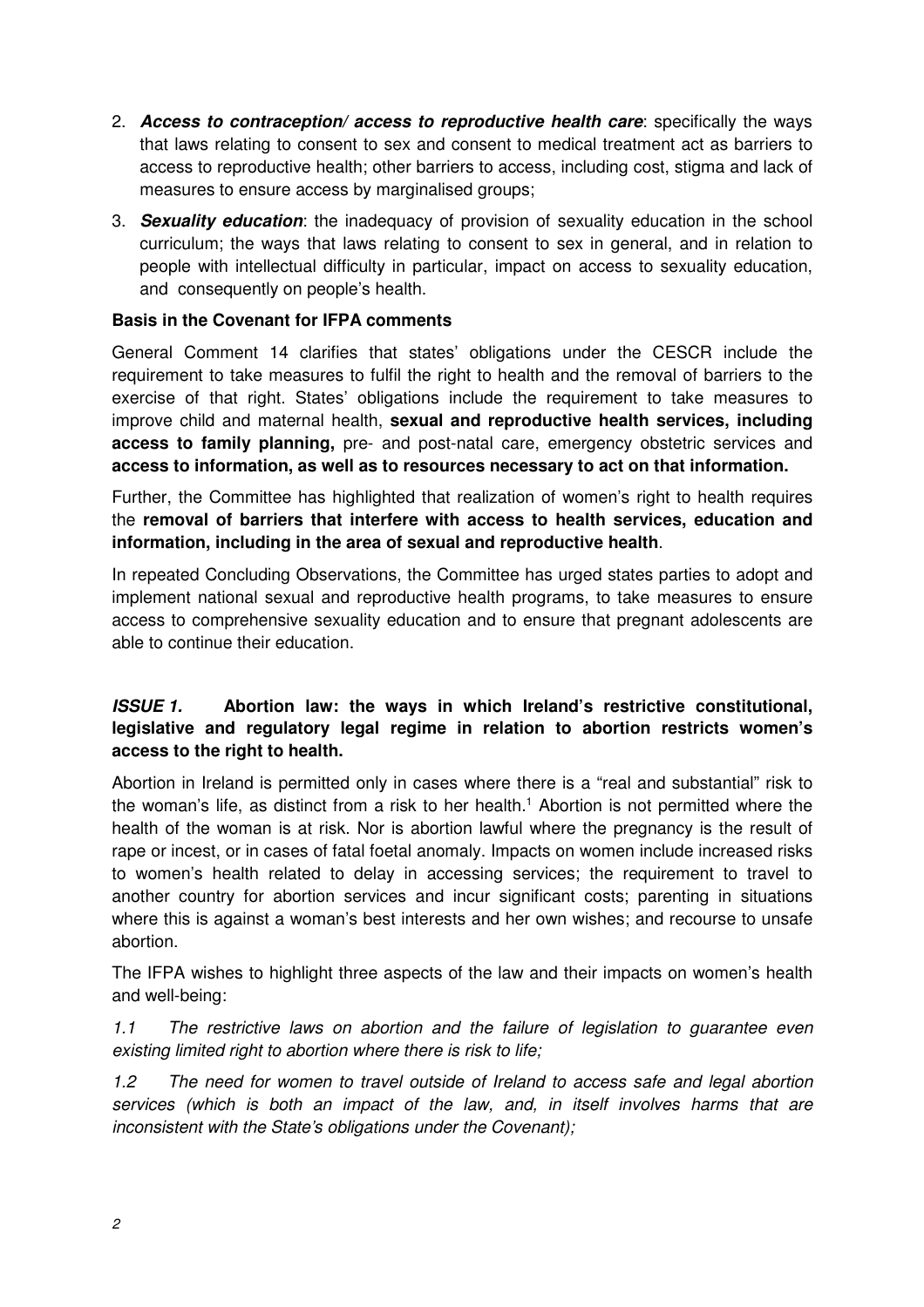2. ***Access to contraception/ access to reproductive health care***: specifically the ways that laws relating to consent to sex and consent to medical treatment act as barriers to access to reproductive health; other barriers to access, including cost, stigma and lack of measures to ensure access by marginalised groups;

3. ***Sexuality education***: the inadequacy of provision of sexuality education in the school curriculum; the ways that laws relating to consent to sex in general, and in relation to people with intellectual difficulty in particular, impact on access to sexuality education, and consequently on people's health.

**Basis in the Covenant for IFPA comments**

General Comment 14 clarifies that states' obligations under the CESCR include the requirement to take measures to fulfil the right to health and the removal of barriers to the exercise of that right. States' obligations include the requirement to take measures to improve child and maternal health, **sexual and reproductive health services, including access to family planning,** pre- and post-natal care, emergency obstetric services and **access to information, as well as to resources necessary to act on that information.**

Further, the Committee has highlighted that realization of women's right to health requires the **removal of barriers that interfere with access to health services, education and information, including in the area of sexual and reproductive health**.

In repeated Concluding Observations, the Committee has urged states parties to adopt and implement national sexual and reproductive health programs, to take measures to ensure access to comprehensive sexuality education and to ensure that pregnant adolescents are able to continue their education.

***ISSUE 1.*** **Abortion law: the ways in which Ireland's restrictive constitutional, legislative and regulatory legal regime in relation to abortion restricts women's access to the right to health.**

Abortion in Ireland is permitted only in cases where there is a "real and substantial" risk to the woman's life, as distinct from a risk to her health.[1] Abortion is not permitted where the health of the woman is at risk. Nor is abortion lawful where the pregnancy is the result of rape or incest, or in cases of fatal foetal anomaly. Impacts on women include increased risks to women's health related to delay in accessing services; the requirement to travel to another country for abortion services and incur significant costs; parenting in situations where this is against a woman's best interests and her own wishes; and recourse to unsafe abortion.

The IFPA wishes to highlight three aspects of the law and their impacts on women's health and well-being:

*1.1 The restrictive laws on abortion and the failure of legislation to guarantee even existing limited right to abortion where there is risk to life;*

*1.2 The need for women to travel outside of Ireland to access safe and legal abortion services (which is both an impact of the law, and, in itself involves harms that are inconsistent with the State's obligations under the Covenant);*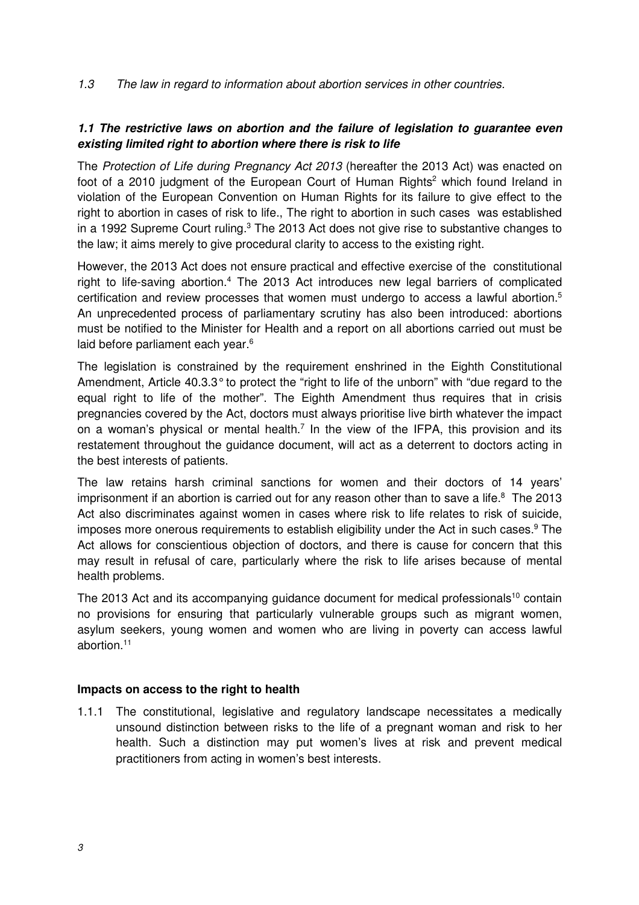*1.3 The law in regard to information about abortion services in other countries.*

### ***1.1 The restrictive laws on abortion and the failure of legislation to guarantee even existing limited right to abortion where there is risk to life***

The *Protection of Life during Pregnancy Act 2013* (hereafter the 2013 Act) was enacted on foot of a 2010 judgment of the European Court of Human Rights[2] which found Ireland in violation of the European Convention on Human Rights for its failure to give effect to the right to abortion in cases of risk to life., The right to abortion in such cases was established in a 1992 Supreme Court ruling.[3] The 2013 Act does not give rise to substantive changes to the law; it aims merely to give procedural clarity to access to the existing right.

However, the 2013 Act does not ensure practical and effective exercise of the constitutional right to life-saving abortion.[4] The 2013 Act introduces new legal barriers of complicated certification and review processes that women must undergo to access a lawful abortion.[5] An unprecedented process of parliamentary scrutiny has also been introduced: abortions must be notified to the Minister for Health and a report on all abortions carried out must be laid before parliament each year.[6]

The legislation is constrained by the requirement enshrined in the Eighth Constitutional Amendment, Article 40.3.3° to protect the "right to life of the unborn" with "due regard to the equal right to life of the mother". The Eighth Amendment thus requires that in crisis pregnancies covered by the Act, doctors must always prioritise live birth whatever the impact on a woman's physical or mental health.[7] In the view of the IFPA, this provision and its restatement throughout the guidance document, will act as a deterrent to doctors acting in the best interests of patients.

The law retains harsh criminal sanctions for women and their doctors of 14 years' imprisonment if an abortion is carried out for any reason other than to save a life.[8] The 2013 Act also discriminates against women in cases where risk to life relates to risk of suicide, imposes more onerous requirements to establish eligibility under the Act in such cases.[9] The Act allows for conscientious objection of doctors, and there is cause for concern that this may result in refusal of care, particularly where the risk to life arises because of mental health problems.

The 2013 Act and its accompanying guidance document for medical professionals[10] contain no provisions for ensuring that particularly vulnerable groups such as migrant women, asylum seekers, young women and women who are living in poverty can access lawful abortion.[11]

#### **Impacts on access to the right to health**

1.1.1 The constitutional, legislative and regulatory landscape necessitates a medically unsound distinction between risks to the life of a pregnant woman and risk to her health. Such a distinction may put women's lives at risk and prevent medical practitioners from acting in women's best interests.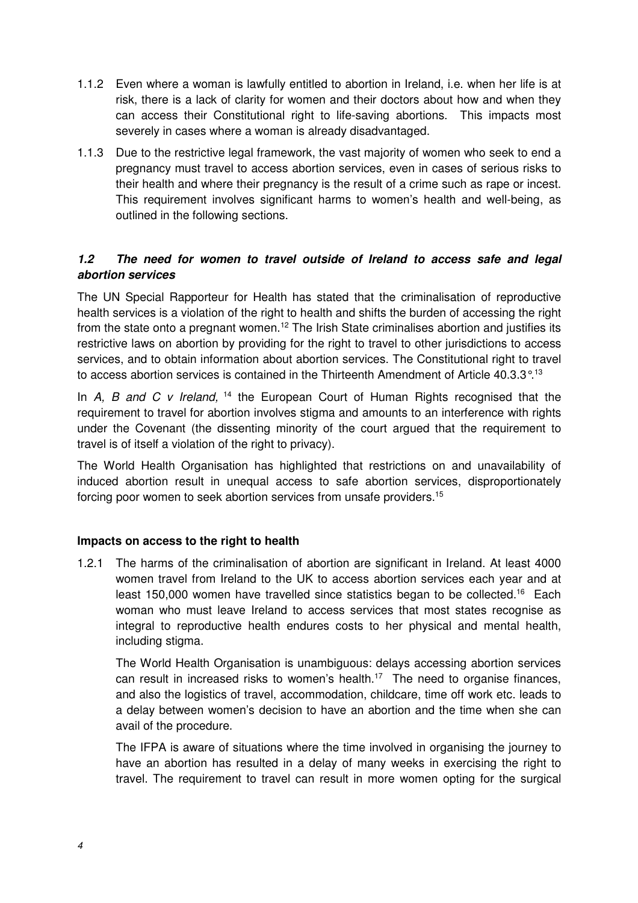1.1.2 Even where a woman is lawfully entitled to abortion in Ireland, i.e. when her life is at risk, there is a lack of clarity for women and their doctors about how and when they can access their Constitutional right to life-saving abortions. This impacts most severely in cases where a woman is already disadvantaged.

1.1.3 Due to the restrictive legal framework, the vast majority of women who seek to end a pregnancy must travel to access abortion services, even in cases of serious risks to their health and where their pregnancy is the result of a crime such as rape or incest. This requirement involves significant harms to women's health and well-being, as outlined in the following sections.

### *1.2 The need for women to travel outside of Ireland to access safe and legal abortion services*

The UN Special Rapporteur for Health has stated that the criminalisation of reproductive health services is a violation of the right to health and shifts the burden of accessing the right from the state onto a pregnant women.[12] The Irish State criminalises abortion and justifies its restrictive laws on abortion by providing for the right to travel to other jurisdictions to access services, and to obtain information about abortion services. The Constitutional right to travel to access abortion services is contained in the Thirteenth Amendment of Article 40.3.3°.[13]

In *A, B and C v Ireland,* [14] the European Court of Human Rights recognised that the requirement to travel for abortion involves stigma and amounts to an interference with rights under the Covenant (the dissenting minority of the court argued that the requirement to travel is of itself a violation of the right to privacy).

The World Health Organisation has highlighted that restrictions on and unavailability of induced abortion result in unequal access to safe abortion services, disproportionately forcing poor women to seek abortion services from unsafe providers.[15]

**Impacts on access to the right to health**

1.2.1 The harms of the criminalisation of abortion are significant in Ireland. At least 4000 women travel from Ireland to the UK to access abortion services each year and at least 150,000 women have travelled since statistics began to be collected.[16] Each woman who must leave Ireland to access services that most states recognise as integral to reproductive health endures costs to her physical and mental health, including stigma.

The World Health Organisation is unambiguous: delays accessing abortion services can result in increased risks to women's health.[17] The need to organise finances, and also the logistics of travel, accommodation, childcare, time off work etc. leads to a delay between women's decision to have an abortion and the time when she can avail of the procedure.

The IFPA is aware of situations where the time involved in organising the journey to have an abortion has resulted in a delay of many weeks in exercising the right to travel. The requirement to travel can result in more women opting for the surgical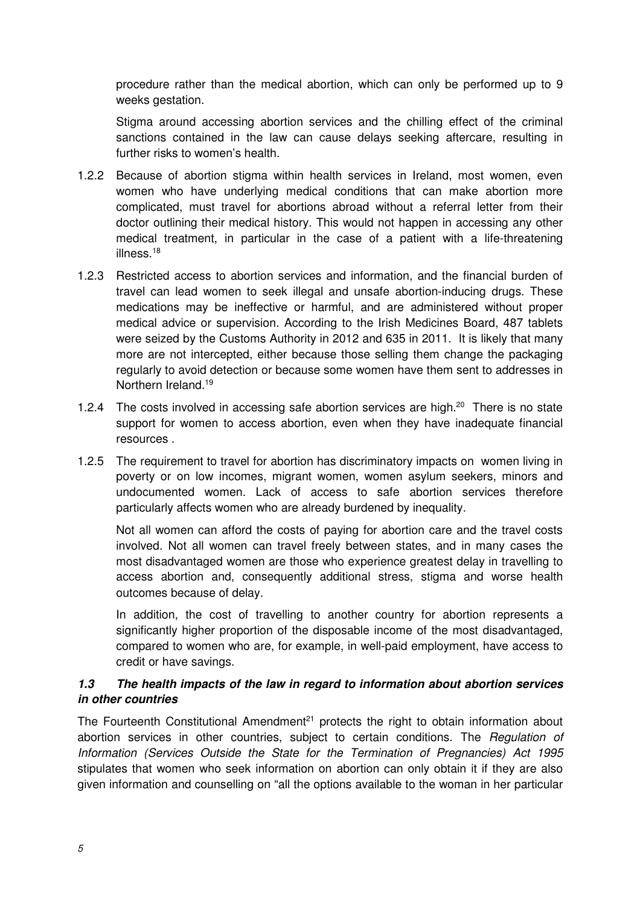procedure rather than the medical abortion, which can only be performed up to 9 weeks gestation.

Stigma around accessing abortion services and the chilling effect of the criminal sanctions contained in the law can cause delays seeking aftercare, resulting in further risks to women's health.

1.2.2 Because of abortion stigma within health services in Ireland, most women, even women who have underlying medical conditions that can make abortion more complicated, must travel for abortions abroad without a referral letter from their doctor outlining their medical history. This would not happen in accessing any other medical treatment, in particular in the case of a patient with a life-threatening illness.[18]

1.2.3 Restricted access to abortion services and information, and the financial burden of travel can lead women to seek illegal and unsafe abortion-inducing drugs. These medications may be ineffective or harmful, and are administered without proper medical advice or supervision. According to the Irish Medicines Board, 487 tablets were seized by the Customs Authority in 2012 and 635 in 2011. It is likely that many more are not intercepted, either because those selling them change the packaging regularly to avoid detection or because some women have them sent to addresses in Northern Ireland.[19]

1.2.4 The costs involved in accessing safe abortion services are high.[20] There is no state support for women to access abortion, even when they have inadequate financial resources .

1.2.5 The requirement to travel for abortion has discriminatory impacts on women living in poverty or on low incomes, migrant women, women asylum seekers, minors and undocumented women. Lack of access to safe abortion services therefore particularly affects women who are already burdened by inequality.

Not all women can afford the costs of paying for abortion care and the travel costs involved. Not all women can travel freely between states, and in many cases the most disadvantaged women are those who experience greatest delay in travelling to access abortion and, consequently additional stress, stigma and worse health outcomes because of delay.

In addition, the cost of travelling to another country for abortion represents a significantly higher proportion of the disposable income of the most disadvantaged, compared to women who are, for example, in well-paid employment, have access to credit or have savings.

### *1.3 The health impacts of the law in regard to information about abortion services in other countries*

The Fourteenth Constitutional Amendment[21] protects the right to obtain information about abortion services in other countries, subject to certain conditions. The *Regulation of Information (Services Outside the State for the Termination of Pregnancies) Act 1995* stipulates that women who seek information on abortion can only obtain it if they are also given information and counselling on "all the options available to the woman in her particular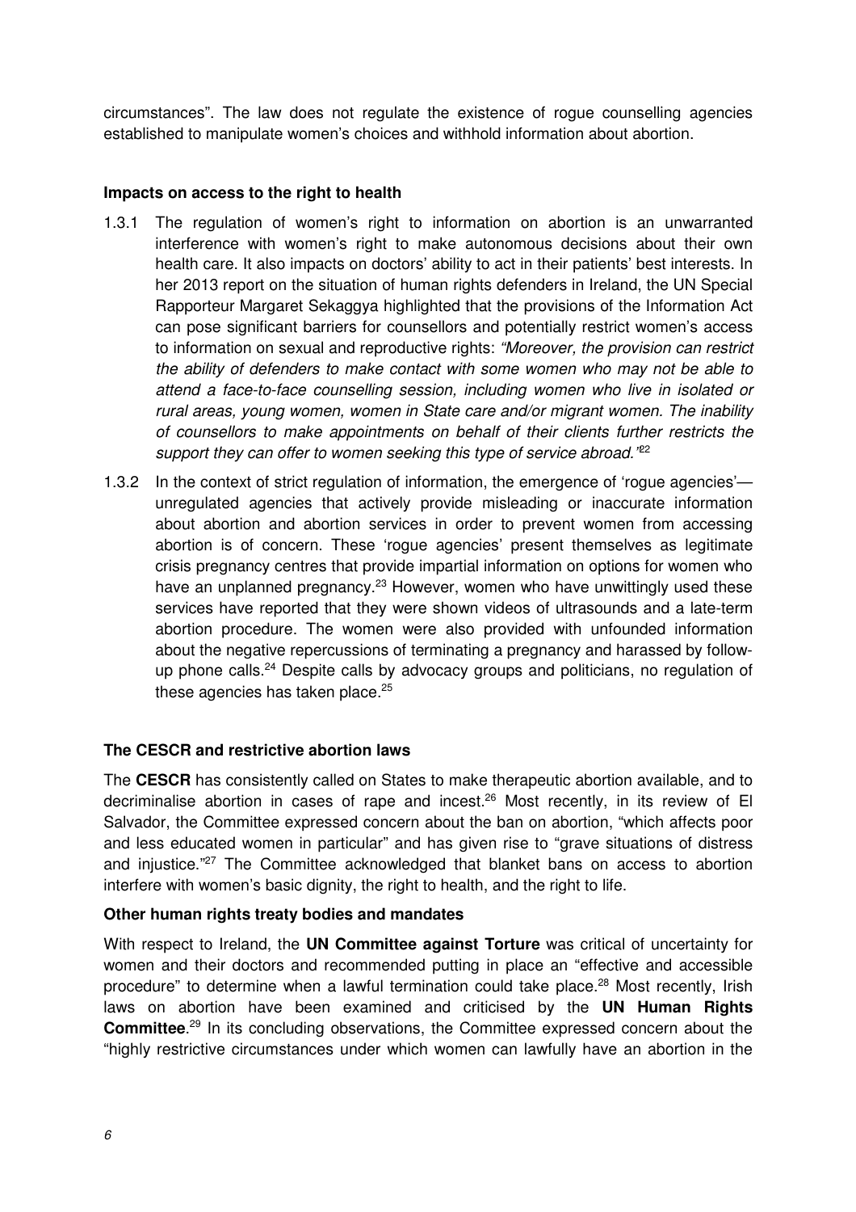circumstances". The law does not regulate the existence of rogue counselling agencies established to manipulate women's choices and withhold information about abortion.

**Impacts on access to the right to health**

1.3.1 The regulation of women's right to information on abortion is an unwarranted interference with women's right to make autonomous decisions about their own health care. It also impacts on doctors' ability to act in their patients' best interests. In her 2013 report on the situation of human rights defenders in Ireland, the UN Special Rapporteur Margaret Sekaggya highlighted that the provisions of the Information Act can pose significant barriers for counsellors and potentially restrict women's access to information on sexual and reproductive rights: *"Moreover, the provision can restrict the ability of defenders to make contact with some women who may not be able to attend a face-to-face counselling session, including women who live in isolated or rural areas, young women, women in State care and/or migrant women. The inability of counsellors to make appointments on behalf of their clients further restricts the support they can offer to women seeking this type of service abroad."*[22]

1.3.2 In the context of strict regulation of information, the emergence of 'rogue agencies'—unregulated agencies that actively provide misleading or inaccurate information about abortion and abortion services in order to prevent women from accessing abortion is of concern. These 'rogue agencies' present themselves as legitimate crisis pregnancy centres that provide impartial information on options for women who have an unplanned pregnancy.[23] However, women who have unwittingly used these services have reported that they were shown videos of ultrasounds and a late-term abortion procedure. The women were also provided with unfounded information about the negative repercussions of terminating a pregnancy and harassed by follow-up phone calls.[24] Despite calls by advocacy groups and politicians, no regulation of these agencies has taken place.[25]

**The CESCR and restrictive abortion laws**

The **CESCR** has consistently called on States to make therapeutic abortion available, and to decriminalise abortion in cases of rape and incest.[26] Most recently, in its review of El Salvador, the Committee expressed concern about the ban on abortion, "which affects poor and less educated women in particular" and has given rise to "grave situations of distress and injustice."[27] The Committee acknowledged that blanket bans on access to abortion interfere with women's basic dignity, the right to health, and the right to life.

**Other human rights treaty bodies and mandates**

With respect to Ireland, the **UN Committee against Torture** was critical of uncertainty for women and their doctors and recommended putting in place an "effective and accessible procedure" to determine when a lawful termination could take place.[28] Most recently, Irish laws on abortion have been examined and criticised by the **UN Human Rights Committee**.[29] In its concluding observations, the Committee expressed concern about the "highly restrictive circumstances under which women can lawfully have an abortion in the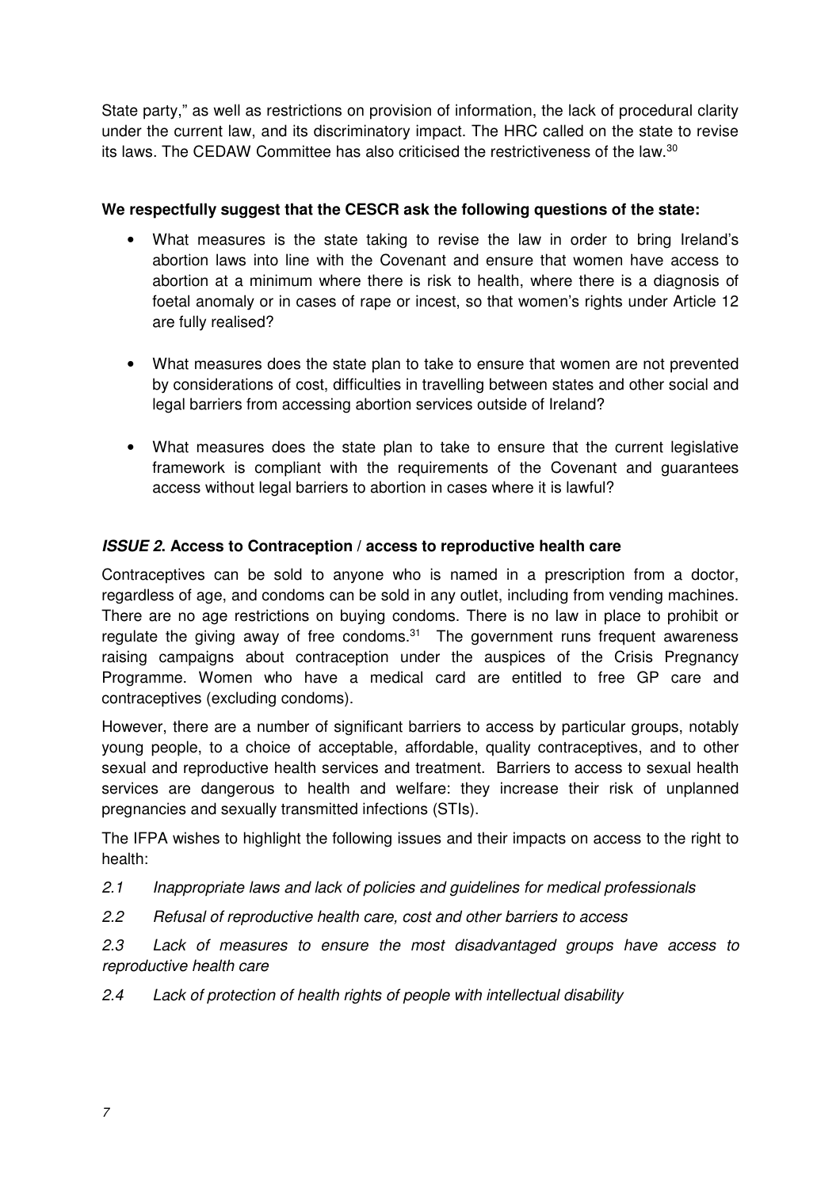State party," as well as restrictions on provision of information, the lack of procedural clarity under the current law, and its discriminatory impact. The HRC called on the state to revise its laws. The CEDAW Committee has also criticised the restrictiveness of the law.[30]

**We respectfully suggest that the CESCR ask the following questions of the state:**

- What measures is the state taking to revise the law in order to bring Ireland's abortion laws into line with the Covenant and ensure that women have access to abortion at a minimum where there is risk to health, where there is a diagnosis of foetal anomaly or in cases of rape or incest, so that women's rights under Article 12 are fully realised?

- What measures does the state plan to take to ensure that women are not prevented by considerations of cost, difficulties in travelling between states and other social and legal barriers from accessing abortion services outside of Ireland?

- What measures does the state plan to take to ensure that the current legislative framework is compliant with the requirements of the Covenant and guarantees access without legal barriers to abortion in cases where it is lawful?

### *ISSUE 2.* Access to Contraception / access to reproductive health care

Contraceptives can be sold to anyone who is named in a prescription from a doctor, regardless of age, and condoms can be sold in any outlet, including from vending machines. There are no age restrictions on buying condoms. There is no law in place to prohibit or regulate the giving away of free condoms.[31] The government runs frequent awareness raising campaigns about contraception under the auspices of the Crisis Pregnancy Programme. Women who have a medical card are entitled to free GP care and contraceptives (excluding condoms).

However, there are a number of significant barriers to access by particular groups, notably young people, to a choice of acceptable, affordable, quality contraceptives, and to other sexual and reproductive health services and treatment. Barriers to access to sexual health services are dangerous to health and welfare: they increase their risk of unplanned pregnancies and sexually transmitted infections (STIs).

The IFPA wishes to highlight the following issues and their impacts on access to the right to health:

*2.1 Inappropriate laws and lack of policies and guidelines for medical professionals*

*2.2 Refusal of reproductive health care, cost and other barriers to access*

*2.3 Lack of measures to ensure the most disadvantaged groups have access to reproductive health care*

*2.4 Lack of protection of health rights of people with intellectual disability*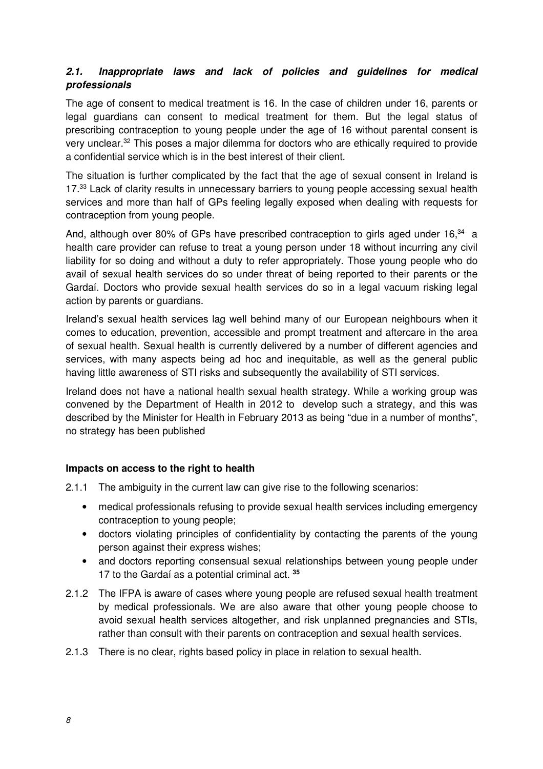### *2.1. Inappropriate laws and lack of policies and guidelines for medical professionals*

The age of consent to medical treatment is 16. In the case of children under 16, parents or legal guardians can consent to medical treatment for them. But the legal status of prescribing contraception to young people under the age of 16 without parental consent is very unclear.[32] This poses a major dilemma for doctors who are ethically required to provide a confidential service which is in the best interest of their client.

The situation is further complicated by the fact that the age of sexual consent in Ireland is 17.[33] Lack of clarity results in unnecessary barriers to young people accessing sexual health services and more than half of GPs feeling legally exposed when dealing with requests for contraception from young people.

And, although over 80% of GPs have prescribed contraception to girls aged under 16,[34] a health care provider can refuse to treat a young person under 18 without incurring any civil liability for so doing and without a duty to refer appropriately. Those young people who do avail of sexual health services do so under threat of being reported to their parents or the Gardaí. Doctors who provide sexual health services do so in a legal vacuum risking legal action by parents or guardians.

Ireland's sexual health services lag well behind many of our European neighbours when it comes to education, prevention, accessible and prompt treatment and aftercare in the area of sexual health. Sexual health is currently delivered by a number of different agencies and services, with many aspects being ad hoc and inequitable, as well as the general public having little awareness of STI risks and subsequently the availability of STI services.

Ireland does not have a national health sexual health strategy. While a working group was convened by the Department of Health in 2012 to develop such a strategy, and this was described by the Minister for Health in February 2013 as being "due in a number of months", no strategy has been published

**Impacts on access to the right to health**

2.1.1 The ambiguity in the current law can give rise to the following scenarios:

- medical professionals refusing to provide sexual health services including emergency contraception to young people;
- doctors violating principles of confidentiality by contacting the parents of the young person against their express wishes;
- and doctors reporting consensual sexual relationships between young people under 17 to the Gardaí as a potential criminal act. [35]

2.1.2 The IFPA is aware of cases where young people are refused sexual health treatment by medical professionals. We are also aware that other young people choose to avoid sexual health services altogether, and risk unplanned pregnancies and STIs, rather than consult with their parents on contraception and sexual health services.

2.1.3 There is no clear, rights based policy in place in relation to sexual health.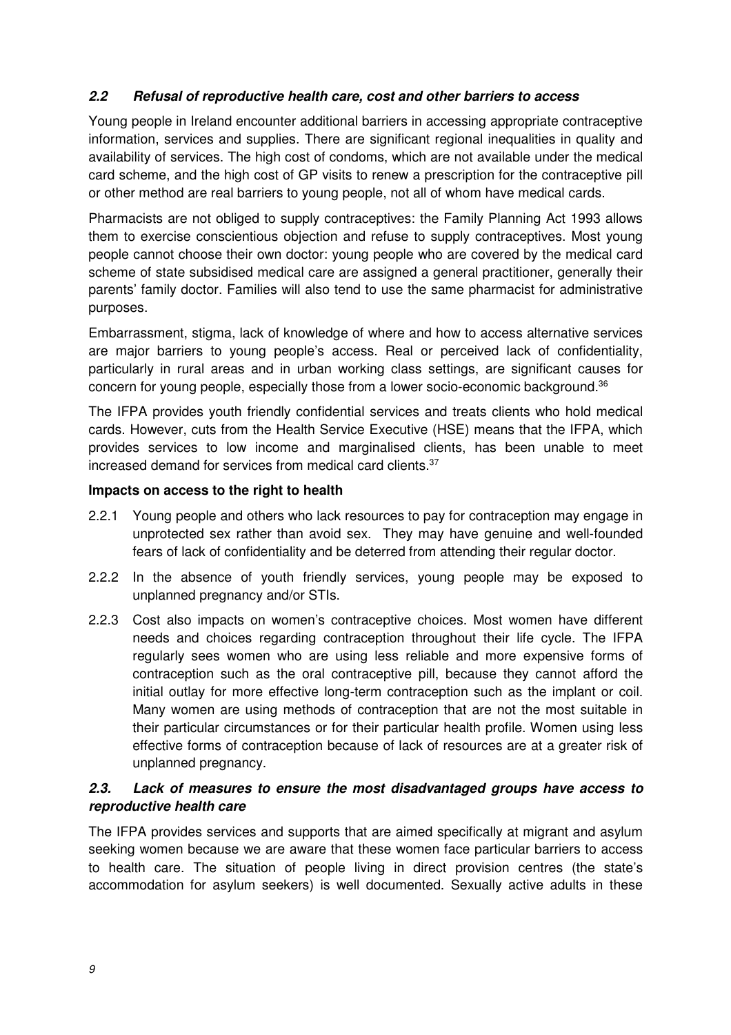### *2.2 Refusal of reproductive health care, cost and other barriers to access*

Young people in Ireland encounter additional barriers in accessing appropriate contraceptive information, services and supplies. There are significant regional inequalities in quality and availability of services. The high cost of condoms, which are not available under the medical card scheme, and the high cost of GP visits to renew a prescription for the contraceptive pill or other method are real barriers to young people, not all of whom have medical cards.

Pharmacists are not obliged to supply contraceptives: the Family Planning Act 1993 allows them to exercise conscientious objection and refuse to supply contraceptives. Most young people cannot choose their own doctor: young people who are covered by the medical card scheme of state subsidised medical care are assigned a general practitioner, generally their parents' family doctor. Families will also tend to use the same pharmacist for administrative purposes.

Embarrassment, stigma, lack of knowledge of where and how to access alternative services are major barriers to young people's access. Real or perceived lack of confidentiality, particularly in rural areas and in urban working class settings, are significant causes for concern for young people, especially those from a lower socio-economic background.[36]

The IFPA provides youth friendly confidential services and treats clients who hold medical cards. However, cuts from the Health Service Executive (HSE) means that the IFPA, which provides services to low income and marginalised clients, has been unable to meet increased demand for services from medical card clients.[37]

**Impacts on access to the right to health**

2.2.1 Young people and others who lack resources to pay for contraception may engage in unprotected sex rather than avoid sex. They may have genuine and well-founded fears of lack of confidentiality and be deterred from attending their regular doctor.

2.2.2 In the absence of youth friendly services, young people may be exposed to unplanned pregnancy and/or STIs.

2.2.3 Cost also impacts on women's contraceptive choices. Most women have different needs and choices regarding contraception throughout their life cycle. The IFPA regularly sees women who are using less reliable and more expensive forms of contraception such as the oral contraceptive pill, because they cannot afford the initial outlay for more effective long-term contraception such as the implant or coil. Many women are using methods of contraception that are not the most suitable in their particular circumstances or for their particular health profile. Women using less effective forms of contraception because of lack of resources are at a greater risk of unplanned pregnancy.

### *2.3. Lack of measures to ensure the most disadvantaged groups have access to reproductive health care*

The IFPA provides services and supports that are aimed specifically at migrant and asylum seeking women because we are aware that these women face particular barriers to access to health care. The situation of people living in direct provision centres (the state's accommodation for asylum seekers) is well documented. Sexually active adults in these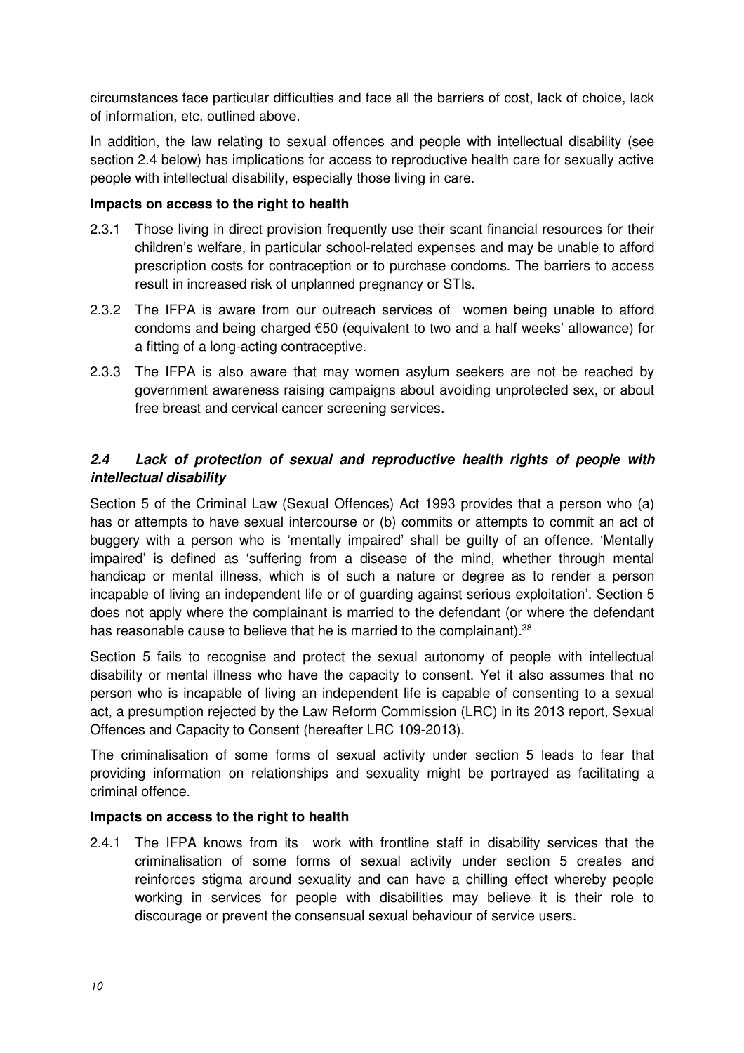circumstances face particular difficulties and face all the barriers of cost, lack of choice, lack of information, etc. outlined above.

In addition, the law relating to sexual offences and people with intellectual disability (see section 2.4 below) has implications for access to reproductive health care for sexually active people with intellectual disability, especially those living in care.

**Impacts on access to the right to health**

2.3.1 Those living in direct provision frequently use their scant financial resources for their children's welfare, in particular school-related expenses and may be unable to afford prescription costs for contraception or to purchase condoms. The barriers to access result in increased risk of unplanned pregnancy or STIs.

2.3.2 The IFPA is aware from our outreach services of women being unable to afford condoms and being charged €50 (equivalent to two and a half weeks' allowance) for a fitting of a long-acting contraceptive.

2.3.3 The IFPA is also aware that may women asylum seekers are not be reached by government awareness raising campaigns about avoiding unprotected sex, or about free breast and cervical cancer screening services.

### *2.4 Lack of protection of sexual and reproductive health rights of people with intellectual disability*

Section 5 of the Criminal Law (Sexual Offences) Act 1993 provides that a person who (a) has or attempts to have sexual intercourse or (b) commits or attempts to commit an act of buggery with a person who is 'mentally impaired' shall be guilty of an offence. 'Mentally impaired' is defined as 'suffering from a disease of the mind, whether through mental handicap or mental illness, which is of such a nature or degree as to render a person incapable of living an independent life or of guarding against serious exploitation'. Section 5 does not apply where the complainant is married to the defendant (or where the defendant has reasonable cause to believe that he is married to the complainant).[38]

Section 5 fails to recognise and protect the sexual autonomy of people with intellectual disability or mental illness who have the capacity to consent. Yet it also assumes that no person who is incapable of living an independent life is capable of consenting to a sexual act, a presumption rejected by the Law Reform Commission (LRC) in its 2013 report, Sexual Offences and Capacity to Consent (hereafter LRC 109-2013).

The criminalisation of some forms of sexual activity under section 5 leads to fear that providing information on relationships and sexuality might be portrayed as facilitating a criminal offence.

**Impacts on access to the right to health**

2.4.1 The IFPA knows from its work with frontline staff in disability services that the criminalisation of some forms of sexual activity under section 5 creates and reinforces stigma around sexuality and can have a chilling effect whereby people working in services for people with disabilities may believe it is their role to discourage or prevent the consensual sexual behaviour of service users.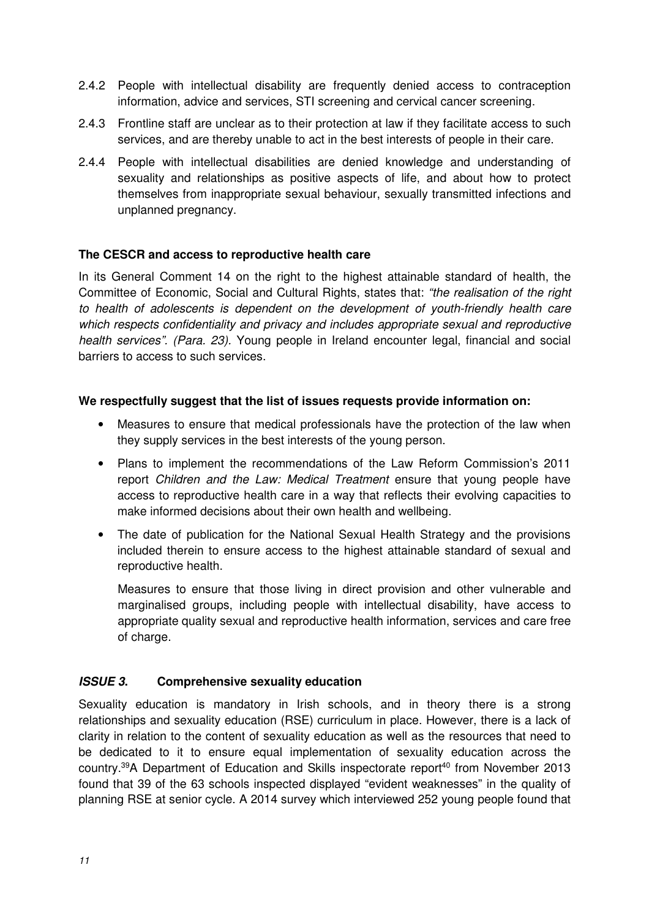2.4.2 People with intellectual disability are frequently denied access to contraception information, advice and services, STI screening and cervical cancer screening.

2.4.3 Frontline staff are unclear as to their protection at law if they facilitate access to such services, and are thereby unable to act in the best interests of people in their care.

2.4.4 People with intellectual disabilities are denied knowledge and understanding of sexuality and relationships as positive aspects of life, and about how to protect themselves from inappropriate sexual behaviour, sexually transmitted infections and unplanned pregnancy.

**The CESCR and access to reproductive health care**

In its General Comment 14 on the right to the highest attainable standard of health, the Committee of Economic, Social and Cultural Rights, states that: *"the realisation of the right to health of adolescents is dependent on the development of youth-friendly health care which respects confidentiality and privacy and includes appropriate sexual and reproductive health services". (Para. 23).* Young people in Ireland encounter legal, financial and social barriers to access to such services.

**We respectfully suggest that the list of issues requests provide information on:**

- Measures to ensure that medical professionals have the protection of the law when they supply services in the best interests of the young person.
- Plans to implement the recommendations of the Law Reform Commission's 2011 report *Children and the Law: Medical Treatment* ensure that young people have access to reproductive health care in a way that reflects their evolving capacities to make informed decisions about their own health and wellbeing.
- The date of publication for the National Sexual Health Strategy and the provisions included therein to ensure access to the highest attainable standard of sexual and reproductive health.

  Measures to ensure that those living in direct provision and other vulnerable and marginalised groups, including people with intellectual disability, have access to appropriate quality sexual and reproductive health information, services and care free of charge.

## *ISSUE 3*. Comprehensive sexuality education

Sexuality education is mandatory in Irish schools, and in theory there is a strong relationships and sexuality education (RSE) curriculum in place. However, there is a lack of clarity in relation to the content of sexuality education as well as the resources that need to be dedicated to it to ensure equal implementation of sexuality education across the country.[39] A Department of Education and Skills inspectorate report[40] from November 2013 found that 39 of the 63 schools inspected displayed "evident weaknesses" in the quality of planning RSE at senior cycle. A 2014 survey which interviewed 252 young people found that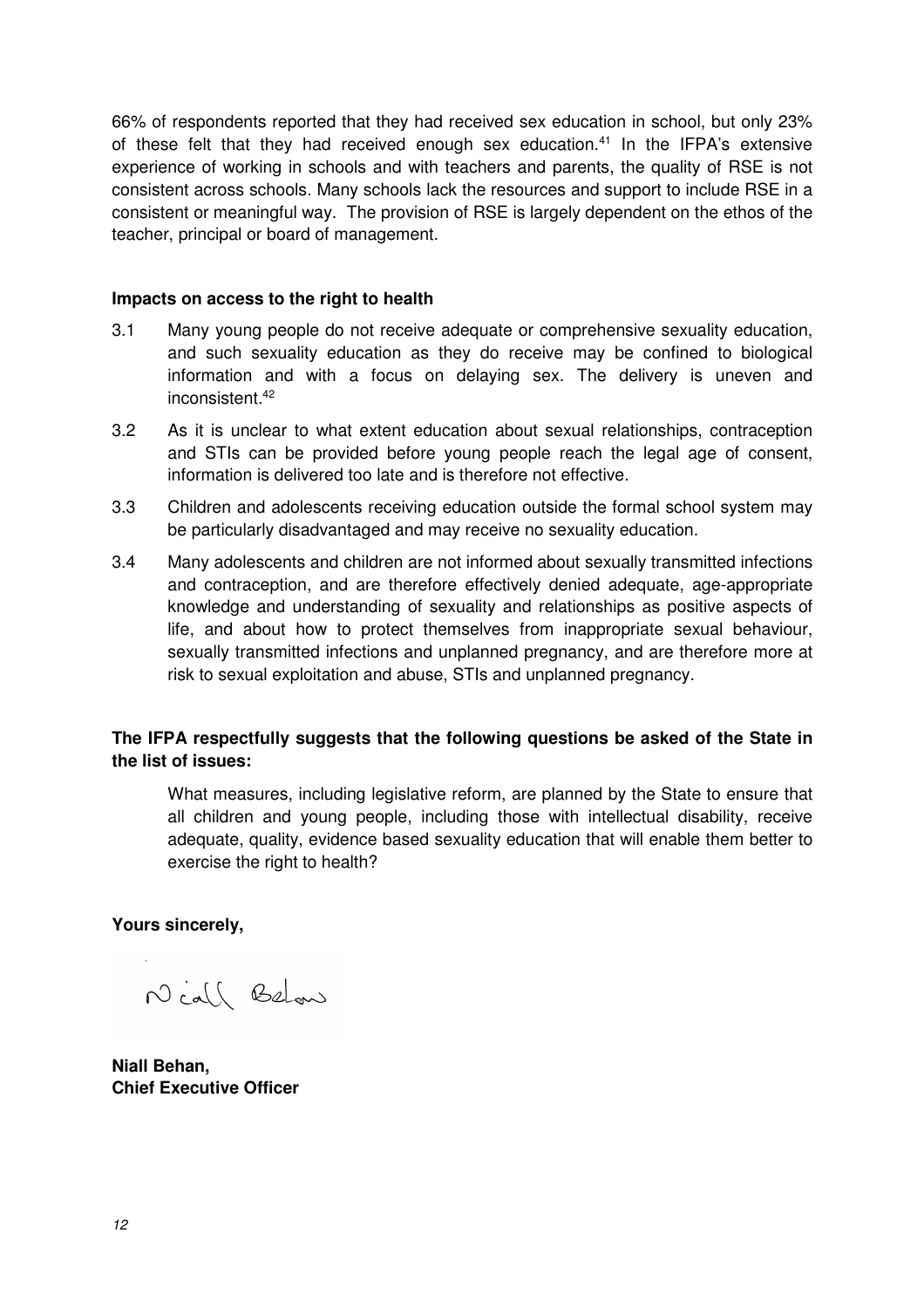66% of respondents reported that they had received sex education in school, but only 23% of these felt that they had received enough sex education.[41] In the IFPA's extensive experience of working in schools and with teachers and parents, the quality of RSE is not consistent across schools. Many schools lack the resources and support to include RSE in a consistent or meaningful way. The provision of RSE is largely dependent on the ethos of the teacher, principal or board of management.

**Impacts on access to the right to health**

3.1 Many young people do not receive adequate or comprehensive sexuality education, and such sexuality education as they do receive may be confined to biological information and with a focus on delaying sex. The delivery is uneven and inconsistent.[42]

3.2 As it is unclear to what extent education about sexual relationships, contraception and STIs can be provided before young people reach the legal age of consent, information is delivered too late and is therefore not effective.

3.3 Children and adolescents receiving education outside the formal school system may be particularly disadvantaged and may receive no sexuality education.

3.4 Many adolescents and children are not informed about sexually transmitted infections and contraception, and are therefore effectively denied adequate, age-appropriate knowledge and understanding of sexuality and relationships as positive aspects of life, and about how to protect themselves from inappropriate sexual behaviour, sexually transmitted infections and unplanned pregnancy, and are therefore more at risk to sexual exploitation and abuse, STIs and unplanned pregnancy.

**The IFPA respectfully suggests that the following questions be asked of the State in the list of issues:**

> What measures, including legislative reform, are planned by the State to ensure that all children and young people, including those with intellectual disability, receive adequate, quality, evidence based sexuality education that will enable them better to exercise the right to health?

**Yours sincerely,**

Niall Behan

**Niall Behan,**
**Chief Executive Officer**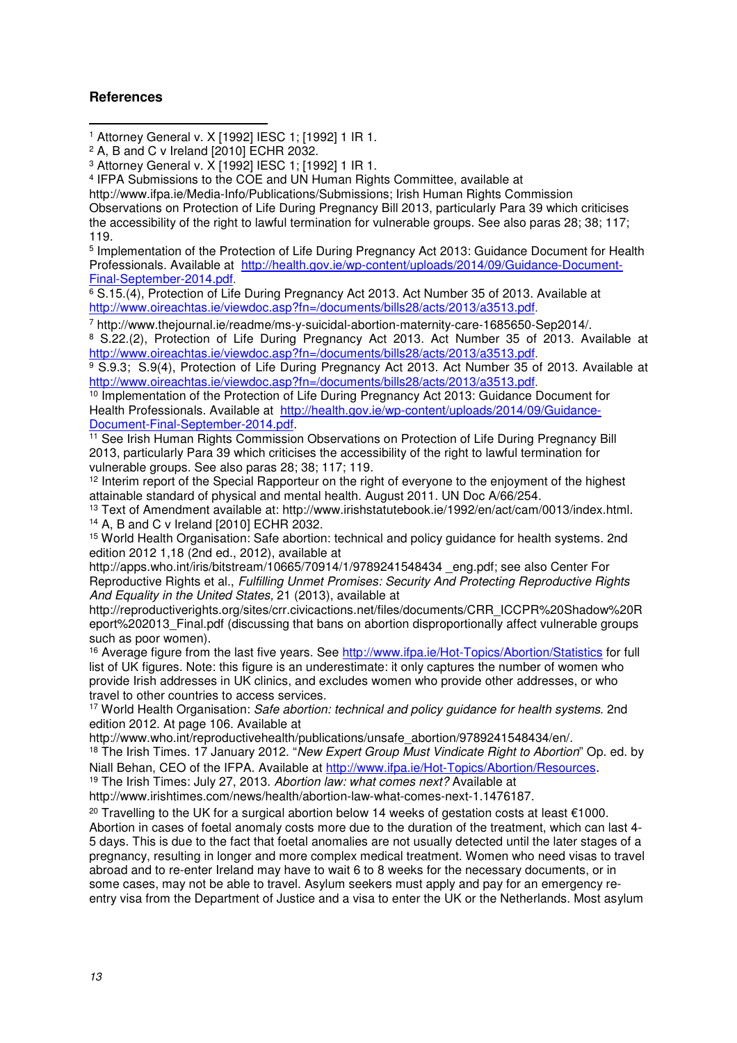**References**

[1] Attorney General v. X [1992] IESC 1; [1992] 1 IR 1.

[2] A, B and C v Ireland [2010] ECHR 2032.

[3] Attorney General v. X [1992] IESC 1; [1992] 1 IR 1.

[4] IFPA Submissions to the COE and UN Human Rights Committee, available at http://www.ifpa.ie/Media-Info/Publications/Submissions; Irish Human Rights Commission Observations on Protection of Life During Pregnancy Bill 2013, particularly Para 39 which criticises the accessibility of the right to lawful termination for vulnerable groups. See also paras 28; 38; 117; 119.

[5] Implementation of the Protection of Life During Pregnancy Act 2013: Guidance Document for Health Professionals. Available at http://health.gov.ie/wp-content/uploads/2014/09/Guidance-Document-Final-September-2014.pdf.

[6] S.15.(4), Protection of Life During Pregnancy Act 2013. Act Number 35 of 2013. Available at http://www.oireachtas.ie/viewdoc.asp?fn=/documents/bills28/acts/2013/a3513.pdf.

[7] http://www.thejournal.ie/readme/ms-y-suicidal-abortion-maternity-care-1685650-Sep2014/.

[8] S.22.(2), Protection of Life During Pregnancy Act 2013. Act Number 35 of 2013. Available at http://www.oireachtas.ie/viewdoc.asp?fn=/documents/bills28/acts/2013/a3513.pdf.

[9] S.9.3; S.9(4), Protection of Life During Pregnancy Act 2013. Act Number 35 of 2013. Available at http://www.oireachtas.ie/viewdoc.asp?fn=/documents/bills28/acts/2013/a3513.pdf.

[10] Implementation of the Protection of Life During Pregnancy Act 2013: Guidance Document for Health Professionals. Available at http://health.gov.ie/wp-content/uploads/2014/09/Guidance-Document-Final-September-2014.pdf.

[11] See Irish Human Rights Commission Observations on Protection of Life During Pregnancy Bill 2013, particularly Para 39 which criticises the accessibility of the right to lawful termination for vulnerable groups. See also paras 28; 38; 117; 119.

[12] Interim report of the Special Rapporteur on the right of everyone to the enjoyment of the highest attainable standard of physical and mental health. August 2011. UN Doc A/66/254.

[13] Text of Amendment available at: http://www.irishstatutebook.ie/1992/en/act/cam/0013/index.html.

[14] A, B and C v Ireland [2010] ECHR 2032.

[15] World Health Organisation: Safe abortion: technical and policy guidance for health systems. 2nd edition 2012 1,18 (2nd ed., 2012), available at http://apps.who.int/iris/bitstream/10665/70914/1/9789241548434 _eng.pdf; see also Center For Reproductive Rights et al., *Fulfilling Unmet Promises: Security And Protecting Reproductive Rights And Equality in the United States*, 21 (2013), available at http://reproductiverights.org/sites/crr.civicactions.net/files/documents/CRR_ICCPR%20Shadow%20Report%202013_Final.pdf (discussing that bans on abortion disproportionally affect vulnerable groups such as poor women).

[16] Average figure from the last five years. See http://www.ifpa.ie/Hot-Topics/Abortion/Statistics for full list of UK figures. Note: this figure is an underestimate: it only captures the number of women who provide Irish addresses in UK clinics, and excludes women who provide other addresses, or who travel to other countries to access services.

[17] World Health Organisation: *Safe abortion: technical and policy guidance for health systems*. 2nd edition 2012. At page 106. Available at http://www.who.int/reproductivehealth/publications/unsafe_abortion/9789241548434/en/.

[18] The Irish Times. 17 January 2012. "*New Expert Group Must Vindicate Right to Abortion*" Op. ed. by Niall Behan, CEO of the IFPA. Available at http://www.ifpa.ie/Hot-Topics/Abortion/Resources.

[19] The Irish Times: July 27, 2013. *Abortion law: what comes next?* Available at http://www.irishtimes.com/news/health/abortion-law-what-comes-next-1.1476187.

[20] Travelling to the UK for a surgical abortion below 14 weeks of gestation costs at least €1000. Abortion in cases of foetal anomaly costs more due to the duration of the treatment, which can last 4-5 days. This is due to the fact that foetal anomalies are not usually detected until the later stages of a pregnancy, resulting in longer and more complex medical treatment. Women who need visas to travel abroad and to re-enter Ireland may have to wait 6 to 8 weeks for the necessary documents, or in some cases, may not be able to travel. Asylum seekers must apply and pay for an emergency re-entry visa from the Department of Justice and a visa to enter the UK or the Netherlands. Most asylum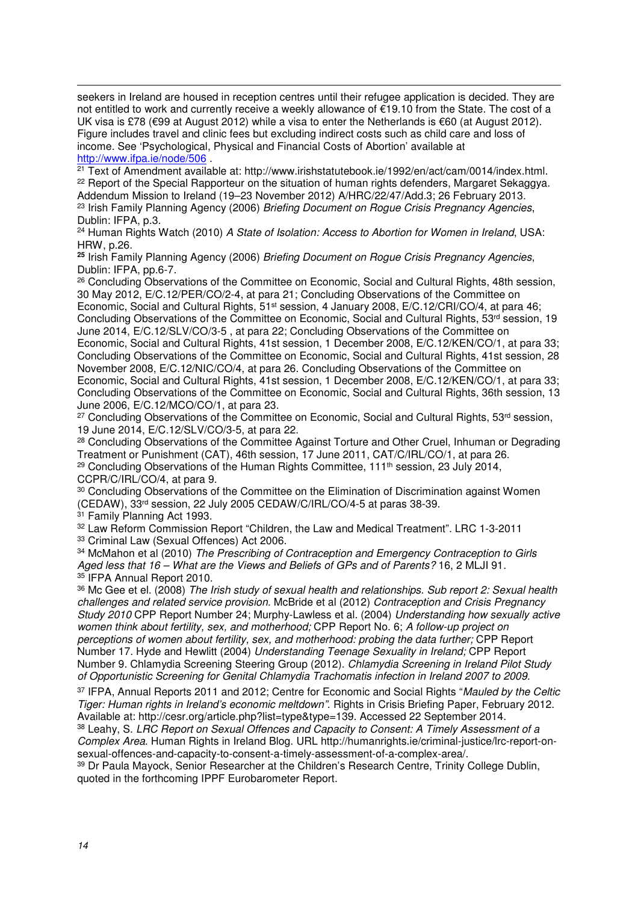seekers in Ireland are housed in reception centres until their refugee application is decided. They are not entitled to work and currently receive a weekly allowance of €19.10 from the State. The cost of a UK visa is £78 (€99 at August 2012) while a visa to enter the Netherlands is €60 (at August 2012). Figure includes travel and clinic fees but excluding indirect costs such as child care and loss of income. See 'Psychological, Physical and Financial Costs of Abortion' available at http://www.ifpa.ie/node/506 .

[21] Text of Amendment available at: http://www.irishstatutebook.ie/1992/en/act/cam/0014/index.html.

[22] Report of the Special Rapporteur on the situation of human rights defenders, Margaret Sekaggya. Addendum Mission to Ireland (19–23 November 2012) A/HRC/22/47/Add.3; 26 February 2013.

[23] Irish Family Planning Agency (2006) *Briefing Document on Rogue Crisis Pregnancy Agencies*, Dublin: IFPA, p.3.

[24] Human Rights Watch (2010) *A State of Isolation: Access to Abortion for Women in Ireland*, USA: HRW, p.26.

**[25]** Irish Family Planning Agency (2006) *Briefing Document on Rogue Crisis Pregnancy Agencies*, Dublin: IFPA, pp.6-7.

[26] Concluding Observations of the Committee on Economic, Social and Cultural Rights, 48th session, 30 May 2012, E/C.12/PER/CO/2-4, at para 21; Concluding Observations of the Committee on Economic, Social and Cultural Rights, 51st session, 4 January 2008, E/C.12/CRI/CO/4, at para 46; Concluding Observations of the Committee on Economic, Social and Cultural Rights, 53rd session, 19 June 2014, E/C.12/SLV/CO/3-5 , at para 22; Concluding Observations of the Committee on Economic, Social and Cultural Rights, 41st session, 1 December 2008, E/C.12/KEN/CO/1, at para 33; Concluding Observations of the Committee on Economic, Social and Cultural Rights, 41st session, 28 November 2008, E/C.12/NIC/CO/4, at para 26. Concluding Observations of the Committee on Economic, Social and Cultural Rights, 41st session, 1 December 2008, E/C.12/KEN/CO/1, at para 33; Concluding Observations of the Committee on Economic, Social and Cultural Rights, 36th session, 13 June 2006, E/C.12/MCO/CO/1, at para 23.

[27] Concluding Observations of the Committee on Economic, Social and Cultural Rights, 53rd session, 19 June 2014, E/C.12/SLV/CO/3-5, at para 22.

[28] Concluding Observations of the Committee Against Torture and Other Cruel, Inhuman or Degrading Treatment or Punishment (CAT), 46th session, 17 June 2011, CAT/C/IRL/CO/1, at para 26.

[29] Concluding Observations of the Human Rights Committee, 111th session, 23 July 2014, CCPR/C/IRL/CO/4, at para 9.

[30] Concluding Observations of the Committee on the Elimination of Discrimination against Women (CEDAW), 33rd session, 22 July 2005 CEDAW/C/IRL/CO/4-5 at paras 38-39.

[31] Family Planning Act 1993.

[32] Law Reform Commission Report "Children, the Law and Medical Treatment". LRC 1-3-2011

[33] Criminal Law (Sexual Offences) Act 2006.

[34] McMahon et al (2010) *The Prescribing of Contraception and Emergency Contraception to Girls Aged less that 16 – What are the Views and Beliefs of GPs and of Parents?* 16, 2 MLJI 91.

[35] IFPA Annual Report 2010.

[36] Mc Gee et el. (2008) *The Irish study of sexual health and relationships. Sub report 2: Sexual health challenges and related service provision.* McBride et al (2012) *Contraception and Crisis Pregnancy Study 2010* CPP Report Number 24; Murphy-Lawless et al. (2004) *Understanding how sexually active women think about fertility, sex, and motherhood;* CPP Report No. 6; *A follow-up project on perceptions of women about fertility, sex, and motherhood: probing the data further;* CPP Report Number 17. Hyde and Hewlitt (2004) *Understanding Teenage Sexuality in Ireland;* CPP Report Number 9. Chlamydia Screening Steering Group (2012). *Chlamydia Screening in Ireland Pilot Study of Opportunistic Screening for Genital Chlamydia Trachomatis infection in Ireland 2007 to 2009.*

[37] IFPA, Annual Reports 2011 and 2012; Centre for Economic and Social Rights "*Mauled by the Celtic Tiger: Human rights in Ireland's economic meltdown*". Rights in Crisis Briefing Paper, February 2012. Available at: http://cesr.org/article.php?list=type&type=139. Accessed 22 September 2014.

[38] Leahy, S. *LRC Report on Sexual Offences and Capacity to Consent: A Timely Assessment of a Complex Area*. Human Rights in Ireland Blog. URL http://humanrights.ie/criminal-justice/lrc-report-on-sexual-offences-and-capacity-to-consent-a-timely-assessment-of-a-complex-area/.

[39] Dr Paula Mayock, Senior Researcher at the Children's Research Centre, Trinity College Dublin, quoted in the forthcoming IPPF Eurobarometer Report.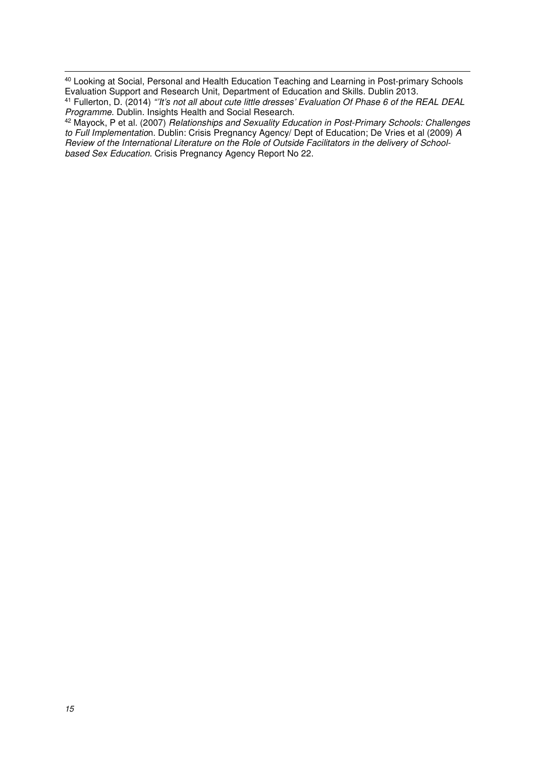[40] Looking at Social, Personal and Health Education Teaching and Learning in Post-primary Schools Evaluation Support and Research Unit, Department of Education and Skills. Dublin 2013.

[41] Fullerton, D. (2014) *"'It's not all about cute little dresses' Evaluation Of Phase 6 of the REAL DEAL Programme*. Dublin. Insights Health and Social Research.

[42] Mayock, P et al. (2007) *Relationships and Sexuality Education in Post-Primary Schools: Challenges to Full Implementatio*n. Dublin: Crisis Pregnancy Agency/ Dept of Education; De Vries et al (2009) *A Review of the International Literature on the Role of Outside Facilitators in the delivery of School-based Sex Education*. Crisis Pregnancy Agency Report No 22.